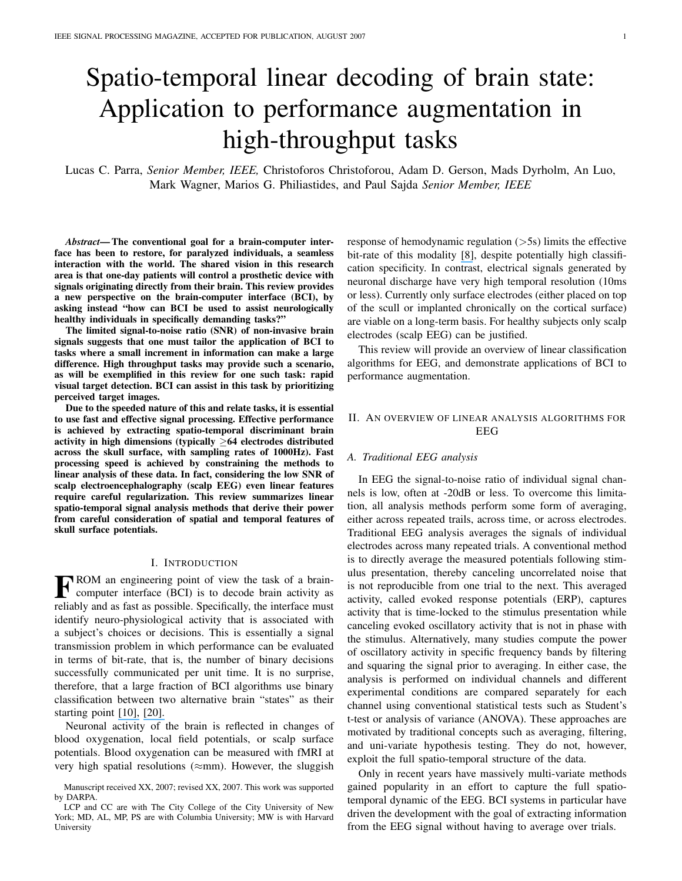# Spatio-temporal linear decoding of brain state: Application to performance augmentation in high-throughput tasks

Lucas C. Parra, *Senior Member, IEEE,* Christoforos Christoforou, Adam D. Gerson, Mads Dyrholm, An Luo, Mark Wagner, Marios G. Philiastides, and Paul Sajda *Senior Member, IEEE*

***Abstract*— The conventional goal for a brain-computer interface has been to restore, for paralyzed individuals, a seamless interaction with the world. The shared vision in this research area is that one-day patients will control a prosthetic device with signals originating directly from their brain. This review provides a new perspective on the brain-computer interface (BCI), by asking instead "how can BCI be used to assist neurologically healthy individuals in specifically demanding tasks?"**

**The limited signal-to-noise ratio (SNR) of non-invasive brain signals suggests that one must tailor the application of BCI to tasks where a small increment in information can make a large difference. High throughput tasks may provide such a scenario, as will be exemplified in this review for one such task: rapid visual target detection. BCI can assist in this task by prioritizing perceived target images.**

**Due to the speeded nature of this and relate tasks, it is essential to use fast and effective signal processing. Effective performance is achieved by extracting spatio-temporal discriminant brain activity in high dimensions (typically ≥64 electrodes distributed across the skull surface, with sampling rates of 1000Hz). Fast processing speed is achieved by constraining the methods to linear analysis of these data. In fact, considering the low SNR of scalp electroencephalography (scalp EEG) even linear features require careful regularization. This review summarizes linear spatio-temporal signal analysis methods that derive their power from careful consideration of spatial and temporal features of skull surface potentials.**

## I. Introduction

FROM an engineering point of view the task of a brain-computer interface (BCI) is to decode brain activity as reliably and as fast as possible. Specifically, the interface must identify neuro-physiological activity that is associated with a subject's choices or decisions. This is essentially a signal transmission problem in which performance can be evaluated in terms of bit-rate, that is, the number of binary decisions successfully communicated per unit time. It is no surprise, therefore, that a large fraction of BCI algorithms use binary classification between two alternative brain "states" as their starting point [10], [20].

Neuronal activity of the brain is reflected in changes of blood oxygenation, local field potentials, or scalp surface potentials. Blood oxygenation can be measured with fMRI at very high spatial resolutions (≈mm). However, the sluggish response of hemodynamic regulation (>5s) limits the effective bit-rate of this modality [8], despite potentially high classification specificity. In contrast, electrical signals generated by neuronal discharge have very high temporal resolution (10ms or less). Currently only surface electrodes (either placed on top of the scull or implanted chronically on the cortical surface) are viable on a long-term basis. For healthy subjects only scalp electrodes (scalp EEG) can be justified.

This review will provide an overview of linear classification algorithms for EEG, and demonstrate applications of BCI to performance augmentation.

Manuscript received XX, 2007; revised XX, 2007. This work was supported by DARPA.

LCP and CC are with The City College of the City University of New York; MD, AL, MP, PS are with Columbia University; MW is with Harvard University

## II. An overview of linear analysis algorithms for EEG

### A. Traditional EEG analysis

In EEG the signal-to-noise ratio of individual signal channels is low, often at -20dB or less. To overcome this limitation, all analysis methods perform some form of averaging, either across repeated trails, across time, or across electrodes. Traditional EEG analysis averages the signals of individual electrodes across many repeated trials. A conventional method is to directly average the measured potentials following stimulus presentation, thereby canceling uncorrelated noise that is not reproducible from one trial to the next. This averaged activity, called evoked response potentials (ERP), captures activity that is time-locked to the stimulus presentation while canceling evoked oscillatory activity that is not in phase with the stimulus. Alternatively, many studies compute the power of oscillatory activity in specific frequency bands by filtering and squaring the signal prior to averaging. In either case, the analysis is performed on individual channels and different experimental conditions are compared separately for each channel using conventional statistical tests such as Student's t-test or analysis of variance (ANOVA). These approaches are motivated by traditional concepts such as averaging, filtering, and uni-variate hypothesis testing. They do not, however, exploit the full spatio-temporal structure of the data.

Only in recent years have massively multi-variate methods gained popularity in an effort to capture the full spatio-temporal dynamic of the EEG. BCI systems in particular have driven the development with the goal of extracting information from the EEG signal without having to average over trials.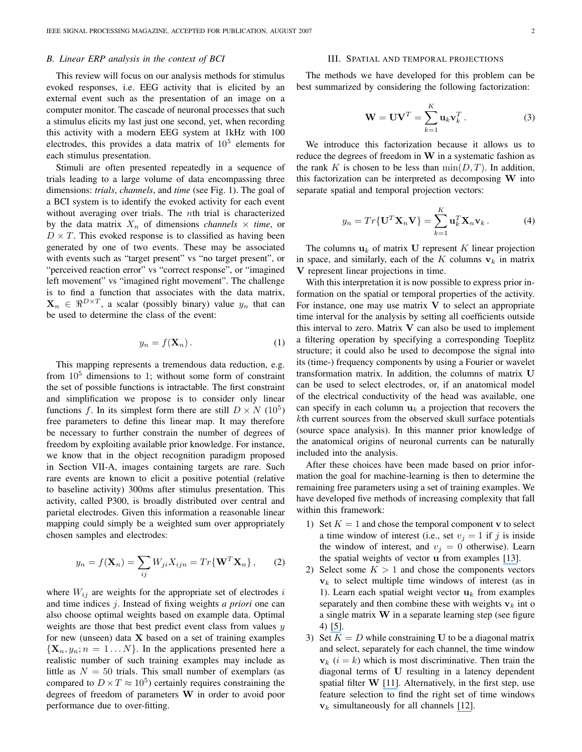### B. Linear ERP analysis in the context of BCI

This review will focus on our analysis methods for stimulus evoked responses, i.e. EEG activity that is elicited by an external event such as the presentation of an image on a computer monitor. The cascade of neuronal processes that such a stimulus elicits my last just one second, yet, when recording this activity with a modern EEG system at 1kHz with 100 electrodes, this provides a data matrix of $10^5$ elements for each stimulus presentation.

Stimuli are often presented repeatedly in a sequence of trials leading to a large volume of data encompassing three dimensions: *trials*, *channels*, and *time* (see Fig. 1). The goal of a BCI system is to identify the evoked activity for each event without averaging over trials. The $n$th trial is characterized by the data matrix $X_n$ of dimensions *channels* $\times$ *time*, or $D \times T$. This evoked response is to classified as having been generated by one of two events. These may be associated with events such as "target present" vs "no target present", or "perceived reaction error" vs "correct response", or "imagined left movement" vs "imagined right movement". The challenge is to find a function that associates with the data matrix, $\mathbf{X}_n \in \Re^{D \times T}$, a scalar (possibly binary) value $y_n$ that can be used to determine the class of the event:

$$y_n = f(\mathbf{X}_n)\,. \tag{1}$$

This mapping represents a tremendous data reduction, e.g. from $10^5$ dimensions to 1; without some form of constraint the set of possible functions is intractable. The first constraint and simplification we propose is to consider only linear functions $f$. In its simplest form there are still $D \times N$ ($10^5$) free parameters to define this linear map. It may therefore be necessary to further constrain the number of degrees of freedom by exploiting available prior knowledge. For instance, we know that in the object recognition paradigm proposed in Section VII-A, images containing targets are rare. Such rare events are known to elicit a positive potential (relative to baseline activity) 300ms after stimulus presentation. This activity, called P300, is broadly distributed over central and parietal electrodes. Given this information a reasonable linear mapping could simply be a weighted sum over appropriately chosen samples and electrodes:

$$y_n = f(\mathbf{X}_n) = \sum_{ij} W_{ji} X_{ijn} = Tr\{\mathbf{W}^T \mathbf{X}_n\}\,, \tag{2}$$

where $W_{ij}$ are weights for the appropriate set of electrodes $i$ and time indices $j$. Instead of fixing weights *a priori* one can also choose optimal weights based on example data. Optimal weights are those that best predict event class from values $y$ for new (unseen) data $\mathbf{X}$ based on a set of training examples $\{\mathbf{X}_n, y_n; n = 1 \ldots N\}$. In the applications presented here a realistic number of such training examples may include as little as $N = 50$ trials. This small number of exemplars (as compared to $D \times T \approx 10^5$) certainly requires constraining the degrees of freedom of parameters $\mathbf{W}$ in order to avoid poor performance due to over-fitting.

## III. Spatial and temporal projections

The methods we have developed for this problem can be best summarized by considering the following factorization:

$$\mathbf{W} = \mathbf{U}\mathbf{V}^T = \sum_{k=1}^{K} \mathbf{u}_k \mathbf{v}_k^T\,. \tag{3}$$

We introduce this factorization because it allows us to reduce the degrees of freedom in $\mathbf{W}$ in a systematic fashion as the rank $K$ is chosen to be less than $\min(D, T)$. In addition, this factorization can be interpreted as decomposing $\mathbf{W}$ into separate spatial and temporal projection vectors:

$$y_n = Tr\{\mathbf{U}^T \mathbf{X}_n \mathbf{V}\} = \sum_{k=1}^{K} \mathbf{u}_k^T \mathbf{X}_n \mathbf{v}_k\,. \tag{4}$$

The columns $\mathbf{u}_k$ of matrix $\mathbf{U}$ represent $K$ linear projection in space, and similarly, each of the $K$ columns $\mathbf{v}_k$ in matrix $\mathbf{V}$ represent linear projections in time.

With this interpretation it is now possible to express prior information on the spatial or temporal properties of the activity. For instance, one may use matrix $\mathbf{V}$ to select an appropriate time interval for the analysis by setting all coefficients outside this interval to zero. Matrix $\mathbf{V}$ can also be used to implement a filtering operation by specifying a corresponding Toeplitz structure; it could also be used to decompose the signal into its (time-) frequency components by using a Fourier or wavelet transformation matrix. In addition, the columns of matrix $\mathbf{U}$ can be used to select electrodes, or, if an anatomical model of the electrical conductivity of the head was available, one can specify in each column $\mathbf{u}_k$ a projection that recovers the $k$th current sources from the observed skull surface potentials (source space analysis). In this manner prior knowledge of the anatomical origins of neuronal currents can be naturally included into the analysis.

After these choices have been made based on prior information the goal for machine-learning is then to determine the remaining free parameters using a set of training examples. We have developed five methods of increasing complexity that fall within this framework:

1) Set $K = 1$ and chose the temporal component $\mathbf{v}$ to select a time window of interest (i.e., set $v_j = 1$ if $j$ is inside the window of interest, and $v_j = 0$ otherwise). Learn the spatial weights of vector $\mathbf{u}$ from examples [13].
2) Select some $K > 1$ and chose the components vectors $\mathbf{v}_k$ to select multiple time windows of interest (as in 1). Learn each spatial weight vector $\mathbf{u}_k$ from examples separately and then combine these with weights $\mathbf{v}_k$ int o a single matrix $\mathbf{W}$ in a separate learning step (see figure 4) [5].
3) Set $K = D$ while constraining $\mathbf{U}$ to be a diagonal matrix and select, separately for each channel, the time window $\mathbf{v}_k$ ($i = k$) which is most discriminative. Then train the diagonal terms of $\mathbf{U}$ resulting in a latency dependent spatial filter $\mathbf{W}$ [11]. Alternatively, in the first step, use feature selection to find the right set of time windows $\mathbf{v}_k$ simultaneously for all channels [12].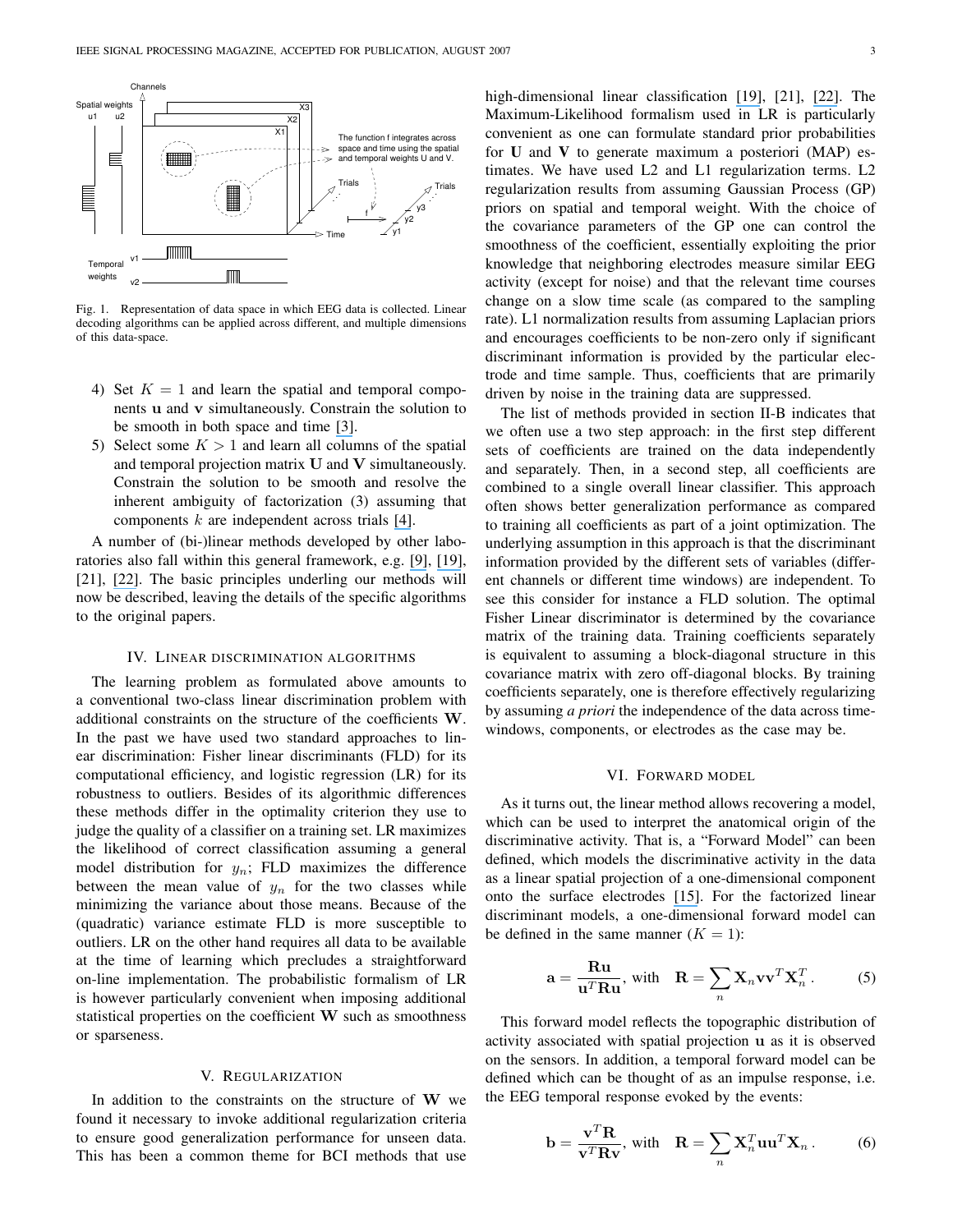Fig. 1. Representation of data space in which EEG data is collected. Linear decoding algorithms can be applied across different, and multiple dimensions of this data-space.

4) Set $K = 1$ and learn the spatial and temporal components $\mathbf{u}$ and $\mathbf{v}$ simultaneously. Constrain the solution to be smooth in both space and time [3].
5) Select some $K > 1$ and learn all columns of the spatial and temporal projection matrix $\mathbf{U}$ and $\mathbf{V}$ simultaneously. Constrain the solution to be smooth and resolve the inherent ambiguity of factorization (3) assuming that components $k$ are independent across trials [4].

A number of (bi-)linear methods developed by other laboratories also fall within this general framework, e.g. [9], [19], [21], [22]. The basic principles underling our methods will now be described, leaving the details of the specific algorithms to the original papers.

## IV. Linear discrimination algorithms

The learning problem as formulated above amounts to a conventional two-class linear discrimination problem with additional constraints on the structure of the coefficients $\mathbf{W}$. In the past we have used two standard approaches to linear discrimination: Fisher linear discriminants (FLD) for its computational efficiency, and logistic regression (LR) for its robustness to outliers. Besides of its algorithmic differences these methods differ in the optimality criterion they use to judge the quality of a classifier on a training set. LR maximizes the likelihood of correct classification assuming a general model distribution for $y_n$; FLD maximizes the difference between the mean value of $y_n$ for the two classes while minimizing the variance about those means. Because of the (quadratic) variance estimate FLD is more susceptible to outliers. LR on the other hand requires all data to be available at the time of learning which precludes a straightforward on-line implementation. The probabilistic formalism of LR is however particularly convenient when imposing additional statistical properties on the coefficient $\mathbf{W}$ such as smoothness or sparseness.

## V. Regularization

In addition to the constraints on the structure of $\mathbf{W}$ we found it necessary to invoke additional regularization criteria to ensure good generalization performance for unseen data. This has been a common theme for BCI methods that use high-dimensional linear classification [19], [21], [22]. The Maximum-Likelihood formalism used in LR is particularly convenient as one can formulate standard prior probabilities for $\mathbf{U}$ and $\mathbf{V}$ to generate maximum a posteriori (MAP) estimates. We have used L2 and L1 regularization terms. L2 regularization results from assuming Gaussian Process (GP) priors on spatial and temporal weight. With the choice of the covariance parameters of the GP one can control the smoothness of the coefficient, essentially exploiting the prior knowledge that neighboring electrodes measure similar EEG activity (except for noise) and that the relevant time courses change on a slow time scale (as compared to the sampling rate). L1 normalization results from assuming Laplacian priors and encourages coefficients to be non-zero only if significant discriminant information is provided by the particular electrode and time sample. Thus, coefficients that are primarily driven by noise in the training data are suppressed.

The list of methods provided in section II-B indicates that we often use a two step approach: in the first step different sets of coefficients are trained on the data independently and separately. Then, in a second step, all coefficients are combined to a single overall linear classifier. This approach often shows better generalization performance as compared to training all coefficients as part of a joint optimization. The underlying assumption in this approach is that the discriminant information provided by the different sets of variables (different channels or different time windows) are independent. To see this consider for instance a FLD solution. The optimal Fisher Linear discriminator is determined by the covariance matrix of the training data. Training coefficients separately is equivalent to assuming a block-diagonal structure in this covariance matrix with zero off-diagonal blocks. By training coefficients separately, one is therefore effectively regularizing by assuming *a priori* the independence of the data across time-windows, components, or electrodes as the case may be.

## VI. Forward model

As it turns out, the linear method allows recovering a model, which can be used to interpret the anatomical origin of the discriminative activity. That is, a "Forward Model" can been defined, which models the discriminative activity in the data as a linear spatial projection of a one-dimensional component onto the surface electrodes [15]. For the factorized linear discriminant models, a one-dimensional forward model can be defined in the same manner ($K = 1$):

$$\mathbf{a} = \frac{\mathbf{R}\mathbf{u}}{\mathbf{u}^T\mathbf{R}\mathbf{u}}, \text{ with } \quad \mathbf{R} = \sum_n \mathbf{X}_n\mathbf{v}\mathbf{v}^T\mathbf{X}_n^T. \tag{5}$$

This forward model reflects the topographic distribution of activity associated with spatial projection $\mathbf{u}$ as it is observed on the sensors. In addition, a temporal forward model can be defined which can be thought of as an impulse response, i.e. the EEG temporal response evoked by the events:

$$\mathbf{b} = \frac{\mathbf{v}^T\mathbf{R}}{\mathbf{v}^T\mathbf{R}\mathbf{v}}, \text{ with } \quad \mathbf{R} = \sum_n \mathbf{X}_n^T\mathbf{u}\mathbf{u}^T\mathbf{X}_n. \tag{6}$$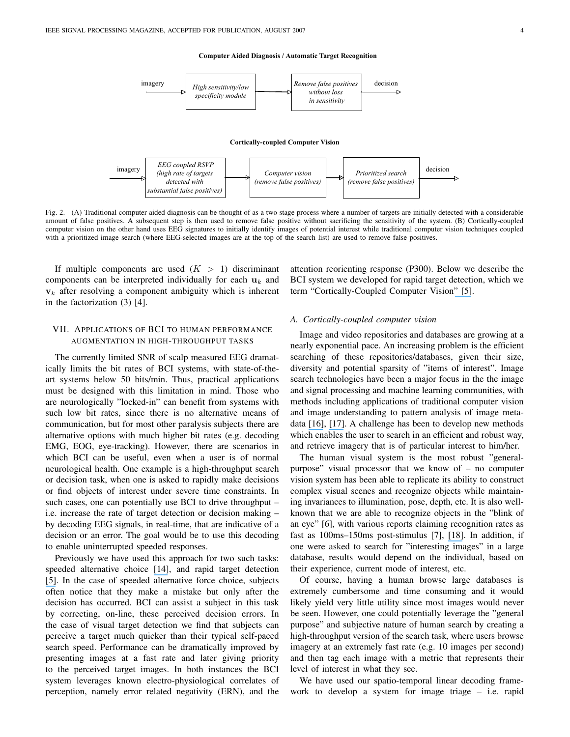**Computer Aided Diagnosis / Automatic Target Recognition**

imagery → *High sensitivity/low specificity module* → *Remove false positives without loss in sensitivity* → decision

**Cortically-coupled Computer Vision**

imagery → *EEG coupled RSVP (high rate of targets detected with substantial false positives)* → *Computer vision (remove false positives)* → *Prioritized search (remove false positives)* → decision

Fig. 2. (A) Traditional computer aided diagnosis can be thought of as a two stage process where a number of targets are initially detected with a considerable amount of false positives. A subsequent step is then used to remove false positive without sacrificing the sensitivity of the system. (B) Cortically-coupled computer vision on the other hand uses EEG signatures to initially identify images of potential interest while traditional computer vision techniques coupled with a prioritized image search (where EEG-selected images are at the top of the search list) are used to remove false positives.

If multiple components are used ($K > 1$) discriminant components can be interpreted individually for each $\mathbf{u}_k$ and $\mathbf{v}_k$ after resolving a component ambiguity which is inherent in the factorization (3) [4].

## VII. Applications of BCI to human performance augmentation in high-throughput tasks

The currently limited SNR of scalp measured EEG dramatically limits the bit rates of BCI systems, with state-of-the-art systems below 50 bits/min. Thus, practical applications must be designed with this limitation in mind. Those who are neurologically "locked-in" can benefit from systems with such low bit rates, since there is no alternative means of communication, but for most other paralysis subjects there are alternative options with much higher bit rates (e.g. decoding EMG, EOG, eye-tracking). However, there are scenarios in which BCI can be useful, even when a user is of normal neurological health. One example is a high-throughput search or decision task, when one is asked to rapidly make decisions or find objects of interest under severe time constraints. In such cases, one can potentially use BCI to drive throughput – i.e. increase the rate of target detection or decision making – by decoding EEG signals, in real-time, that are indicative of a decision or an error. The goal would be to use this decoding to enable uninterrupted speeded responses.

Previously we have used this approach for two such tasks: speeded alternative choice [14], and rapid target detection [5]. In the case of speeded alternative force choice, subjects often notice that they make a mistake but only after the decision has occurred. BCI can assist a subject in this task by correcting, on-line, these perceived decision errors. In the case of visual target detection we find that subjects can perceive a target much quicker than their typical self-paced search speed. Performance can be dramatically improved by presenting images at a fast rate and later giving priority to the perceived target images. In both instances the BCI system leverages known electro-physiological correlates of perception, namely error related negativity (ERN), and the attention reorienting response (P300). Below we describe the BCI system we developed for rapid target detection, which we term "Cortically-Coupled Computer Vision" [5].

### A. Cortically-coupled computer vision

Image and video repositories and databases are growing at a nearly exponential pace. An increasing problem is the efficient searching of these repositories/databases, given their size, diversity and potential sparsity of "items of interest". Image search technologies have been a major focus in the the image and signal processing and machine learning communities, with methods including applications of traditional computer vision and image understanding to pattern analysis of image meta-data [16], [17]. A challenge has been to develop new methods which enables the user to search in an efficient and robust way, and retrieve imagery that is of particular interest to him/her.

The human visual system is the most robust "general-purpose" visual processor that we know of – no computer vision system has been able to replicate its ability to construct complex visual scenes and recognize objects while maintaining invariances to illumination, pose, depth, etc. It is also well-known that we are able to recognize objects in the "blink of an eye" [6], with various reports claiming recognition rates as fast as 100ms–150ms post-stimulus [7], [18]. In addition, if one were asked to search for "interesting images" in a large database, results would depend on the individual, based on their experience, current mode of interest, etc.

Of course, having a human browse large databases is extremely cumbersome and time consuming and it would likely yield very little utility since most images would never be seen. However, one could potentially leverage the "general purpose" and subjective nature of human search by creating a high-throughput version of the search task, where users browse imagery at an extremely fast rate (e.g. 10 images per second) and then tag each image with a metric that represents their level of interest in what they see.

We have used our spatio-temporal linear decoding framework to develop a system for image triage – i.e. rapid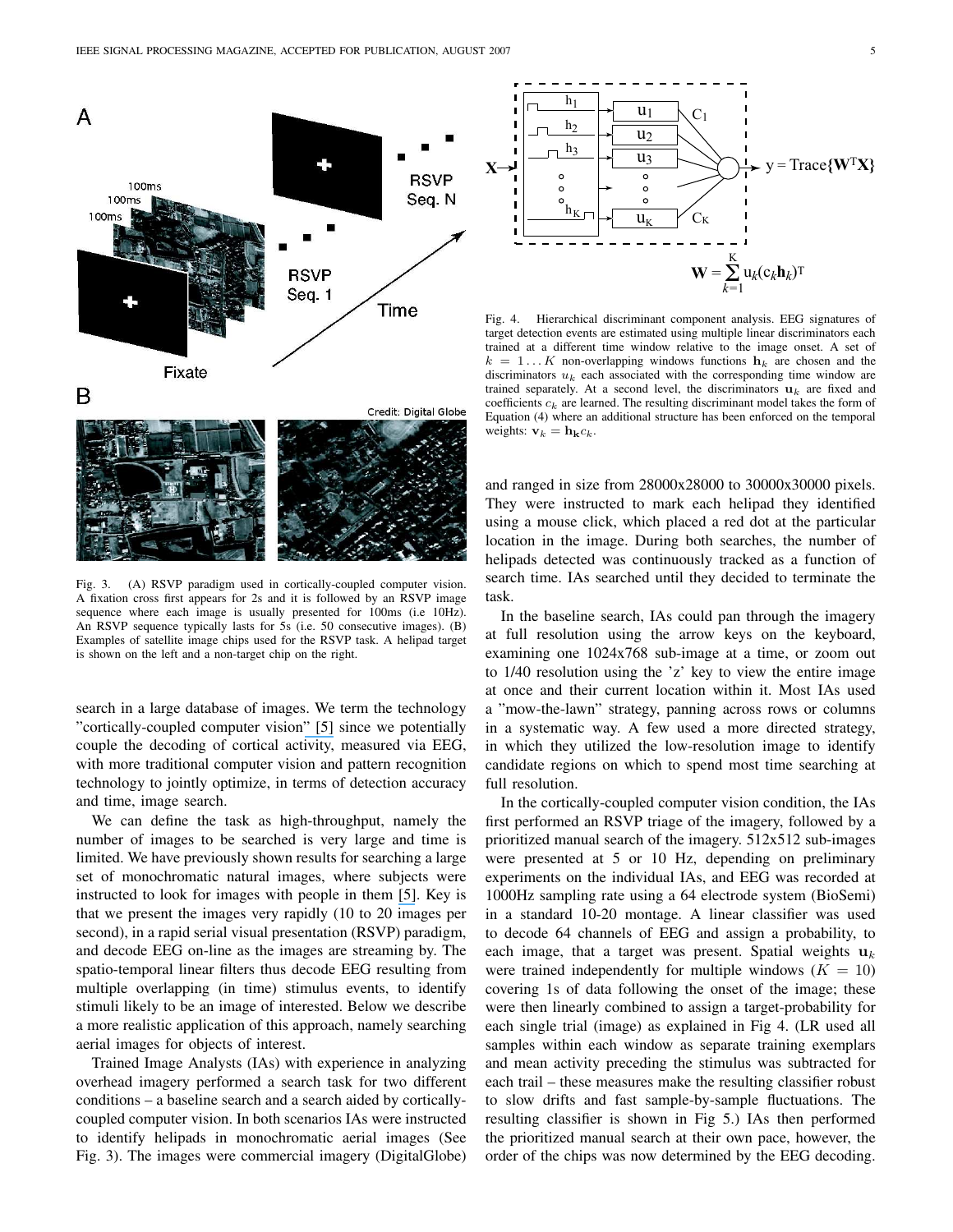Fig. 3. (A) RSVP paradigm used in cortically-coupled computer vision. A fixation cross first appears for 2s and it is followed by an RSVP image sequence where each image is usually presented for 100ms (i.e 10Hz). An RSVP sequence typically lasts for 5s (i.e. 50 consecutive images). (B) Examples of satellite image chips used for the RSVP task. A helipad target is shown on the left and a non-target chip on the right.

search in a large database of images. We term the technology "cortically-coupled computer vision" [5] since we potentially couple the decoding of cortical activity, measured via EEG, with more traditional computer vision and pattern recognition technology to jointly optimize, in terms of detection accuracy and time, image search.

We can define the task as high-throughput, namely the number of images to be searched is very large and time is limited. We have previously shown results for searching a large set of monochromatic natural images, where subjects were instructed to look for images with people in them [5]. Key is that we present the images very rapidly (10 to 20 images per second), in a rapid serial visual presentation (RSVP) paradigm, and decode EEG on-line as the images are streaming by. The spatio-temporal linear filters thus decode EEG resulting from multiple overlapping (in time) stimulus events, to identify stimuli likely to be an image of interested. Below we describe a more realistic application of this approach, namely searching aerial images for objects of interest.

Trained Image Analysts (IAs) with experience in analyzing overhead imagery performed a search task for two different conditions – a baseline search and a search aided by cortically-coupled computer vision. In both scenarios IAs were instructed to identify helipads in monochromatic aerial images (See Fig. 3). The images were commercial imagery (DigitalGlobe)

$$y = \mathrm{Trace}\{\mathbf{W}^T\mathbf{X}\}$$

$$\mathbf{W} = \sum_{k=1}^{K} \mathbf{u}_k (c_k \mathbf{h}_k)^T$$

Fig. 4. Hierarchical discriminant component analysis. EEG signatures of target detection events are estimated using multiple linear discriminators each trained at a different time window relative to the image onset. A set of $k = 1 \ldots K$ non-overlapping windows functions $\mathbf{h}_k$ are chosen and the discriminators $u_k$ each associated with the corresponding time window are trained separately. At a second level, the discriminators $\mathbf{u}_k$ are fixed and coefficients $c_k$ are learned. The resulting discriminant model takes the form of Equation (4) where an additional structure has been enforced on the temporal weights: $\mathbf{v}_k = \mathbf{h}_\mathbf{k} c_k$.

and ranged in size from 28000x28000 to 30000x30000 pixels. They were instructed to mark each helipad they identified using a mouse click, which placed a red dot at the particular location in the image. During both searches, the number of helipads detected was continuously tracked as a function of search time. IAs searched until they decided to terminate the task.

In the baseline search, IAs could pan through the imagery at full resolution using the arrow keys on the keyboard, examining one 1024x768 sub-image at a time, or zoom out to 1/40 resolution using the 'z' key to view the entire image at once and their current location within it. Most IAs used a "mow-the-lawn" strategy, panning across rows or columns in a systematic way. A few used a more directed strategy, in which they utilized the low-resolution image to identify candidate regions on which to spend most time searching at full resolution.

In the cortically-coupled computer vision condition, the IAs first performed an RSVP triage of the imagery, followed by a prioritized manual search of the imagery. 512x512 sub-images were presented at 5 or 10 Hz, depending on preliminary experiments on the individual IAs, and EEG was recorded at 1000Hz sampling rate using a 64 electrode system (BioSemi) in a standard 10-20 montage. A linear classifier was used to decode 64 channels of EEG and assign a probability, to each image, that a target was present. Spatial weights $\mathbf{u}_k$ were trained independently for multiple windows ($K = 10$) covering 1s of data following the onset of the image; these were then linearly combined to assign a target-probability for each single trial (image) as explained in Fig 4. (LR used all samples within each window as separate training exemplars and mean activity preceding the stimulus was subtracted for each trail – these measures make the resulting classifier robust to slow drifts and fast sample-by-sample fluctuations. The resulting classifier is shown in Fig 5.) IAs then performed the prioritized manual search at their own pace, however, the order of the chips was now determined by the EEG decoding.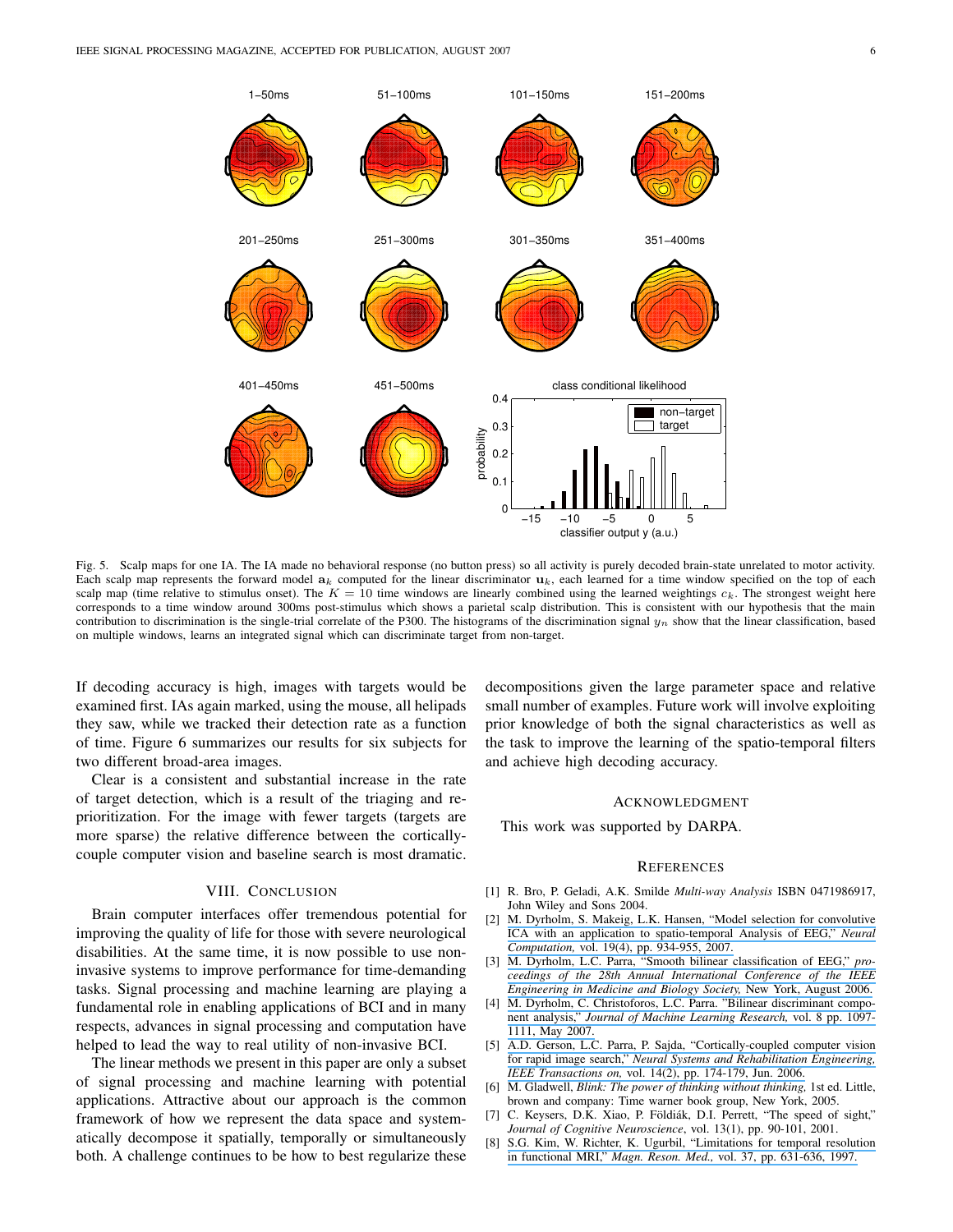Fig. 5. Scalp maps for one IA. The IA made no behavioral response (no button press) so all activity is purely decoded brain-state unrelated to motor activity. Each scalp map represents the forward model $\mathbf{a}_k$ computed for the linear discriminator $\mathbf{u}_k$, each learned for a time window specified on the top of each scalp map (time relative to stimulus onset). The $K = 10$ time windows are linearly combined using the learned weightings $c_k$. The strongest weight here corresponds to a time window around 300ms post-stimulus which shows a parietal scalp distribution. This is consistent with our hypothesis that the main contribution to discrimination is the single-trial correlate of the P300. The histograms of the discrimination signal $y_n$ show that the linear classification, based on multiple windows, learns an integrated signal which can discriminate target from non-target.

If decoding accuracy is high, images with targets would be examined first. IAs again marked, using the mouse, all helipads they saw, while we tracked their detection rate as a function of time. Figure 6 summarizes our results for six subjects for two different broad-area images.

Clear is a consistent and substantial increase in the rate of target detection, which is a result of the triaging and re-prioritization. For the image with fewer targets (targets are more sparse) the relative difference between the cortically-couple computer vision and baseline search is most dramatic.

## VIII. Conclusion

Brain computer interfaces offer tremendous potential for improving the quality of life for those with severe neurological disabilities. At the same time, it is now possible to use non-invasive systems to improve performance for time-demanding tasks. Signal processing and machine learning are playing a fundamental role in enabling applications of BCI and in many respects, advances in signal processing and computation have helped to lead the way to real utility of non-invasive BCI.

The linear methods we present in this paper are only a subset of signal processing and machine learning with potential applications. Attractive about our approach is the common framework of how we represent the data space and systematically decompose it spatially, temporally or simultaneously both. A challenge continues to be how to best regularize these decompositions given the large parameter space and relative small number of examples. Future work will involve exploiting prior knowledge of both the signal characteristics as well as the task to improve the learning of the spatio-temporal filters and achieve high decoding accuracy.

## Acknowledgment

This work was supported by DARPA.

## References

[1] R. Bro, P. Geladi, A.K. Smilde *Multi-way Analysis* ISBN 0471986917, John Wiley and Sons 2004.

[2] M. Dyrholm, S. Makeig, L.K. Hansen, "Model selection for convolutive ICA with an application to spatio-temporal Analysis of EEG," *Neural Computation,* vol. 19(4), pp. 934-955, 2007.

[3] M. Dyrholm, L.C. Parra, "Smooth bilinear classification of EEG," *proceedings of the 28th Annual International Conference of the IEEE Engineering in Medicine and Biology Society,* New York, August 2006.

[4] M. Dyrholm, C. Christoforos, L.C. Parra. "Bilinear discriminant component analysis," *Journal of Machine Learning Research,* vol. 8 pp. 1097-1111, May 2007.

[5] A.D. Gerson, L.C. Parra, P. Sajda, "Cortically-coupled computer vision for rapid image search," *Neural Systems and Rehabilitation Engineering, IEEE Transactions on,* vol. 14(2), pp. 174-179, Jun. 2006.

[6] M. Gladwell, *Blink: The power of thinking without thinking,* 1st ed. Little, brown and company: Time warner book group, New York, 2005.

[7] C. Keysers, D.K. Xiao, P. Földiák, D.I. Perrett, "The speed of sight," *Journal of Cognitive Neuroscience*, vol. 13(1), pp. 90-101, 2001.

[8] S.G. Kim, W. Richter, K. Ugurbil, "Limitations for temporal resolution in functional MRI," *Magn. Reson. Med.,* vol. 37, pp. 631-636, 1997.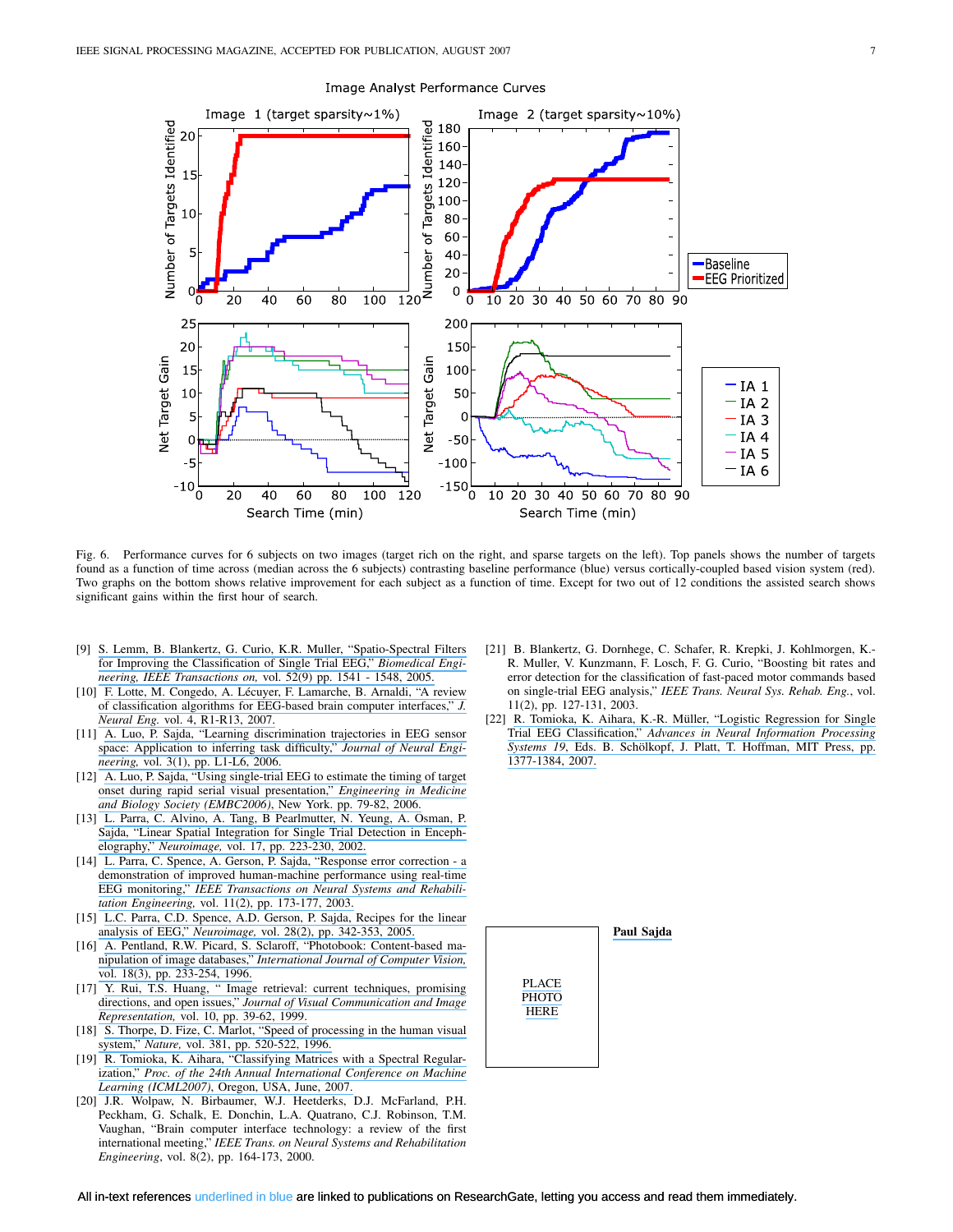Image Analyst Performance Curves

Image 1 (target sparsity~1%)

Image 2 (target sparsity~10%)

Number of Targets Identified

0 5 10 15 20

0 20 40 60 80 100 120

0 20 40 60 80 100 120 140 160 180

0 10 20 30 40 50 60 70 80 90

Baseline

EEG Prioritized

Net Target Gain

-10 -5 0 5 10 15 20 25

0 20 40 60 80 100 120

-150 -100 -50 0 50 100 150 200

0 10 20 30 40 50 60 70 80 90

Search Time (min)

Search Time (min)

IA 1

IA 2

IA 3

IA 4

IA 5

IA 6

Fig. 6. Performance curves for 6 subjects on two images (target rich on the right, and sparse targets on the left). Top panels shows the number of targets found as a function of time across (median across the 6 subjects) contrasting baseline performance (blue) versus cortically-coupled based vision system (red). Two graphs on the bottom shows relative improvement for each subject as a function of time. Except for two out of 12 conditions the assisted search shows significant gains within the first hour of search.

[9] S. Lemm, B. Blankertz, G. Curio, K.R. Muller, "Spatio-Spectral Filters for Improving the Classification of Single Trial EEG," *Biomedical Engineering, IEEE Transactions on,* vol. 52(9) pp. 1541 - 1548, 2005.

[10] F. Lotte, M. Congedo, A. Lécuyer, F. Lamarche, B. Arnaldi, "A review of classification algorithms for EEG-based brain computer interfaces," *J. Neural Eng.* vol. 4, R1-R13, 2007.

[11] A. Luo, P. Sajda, "Learning discrimination trajectories in EEG sensor space: Application to inferring task difficulty," *Journal of Neural Engineering,* vol. 3(1), pp. L1-L6, 2006.

[12] A. Luo, P. Sajda, "Using single-trial EEG to estimate the timing of target onset during rapid serial visual presentation," *Engineering in Medicine and Biology Society (EMBC2006)*, New York. pp. 79-82, 2006.

[13] L. Parra, C. Alvino, A. Tang, B Pearlmutter, N. Yeung, A. Osman, P. Sajda, "Linear Spatial Integration for Single Trial Detection in Encephelography," *Neuroimage,* vol. 17, pp. 223-230, 2002.

[14] L. Parra, C. Spence, A. Gerson, P. Sajda, "Response error correction - a demonstration of improved human-machine performance using real-time EEG monitoring," *IEEE Transactions on Neural Systems and Rehabilitation Engineering,* vol. 11(2), pp. 173-177, 2003.

[15] L.C. Parra, C.D. Spence, A.D. Gerson, P. Sajda, Recipes for the linear analysis of EEG," *Neuroimage,* vol. 28(2), pp. 342-353, 2005.

[16] A. Pentland, R.W. Picard, S. Sclaroff, "Photobook: Content-based manipulation of image databases," *International Journal of Computer Vision,* vol. 18(3), pp. 233-254, 1996.

[17] Y. Rui, T.S. Huang, " Image retrieval: current techniques, promising directions, and open issues," *Journal of Visual Communication and Image Representation,* vol. 10, pp. 39-62, 1999.

[18] S. Thorpe, D. Fize, C. Marlot, "Speed of processing in the human visual system," *Nature,* vol. 381, pp. 520-522, 1996.

[19] R. Tomioka, K. Aihara, "Classifying Matrices with a Spectral Regularization," *Proc. of the 24th Annual International Conference on Machine Learning (ICML2007)*, Oregon, USA, June, 2007.

[20] J.R. Wolpaw, N. Birbaumer, W.J. Heetderks, D.J. McFarland, P.H. Peckham, G. Schalk, E. Donchin, L.A. Quatrano, C.J. Robinson, T.M. Vaughan, "Brain computer interface technology: a review of the first international meeting," *IEEE Trans. on Neural Systems and Rehabilitation Engineering*, vol. 8(2), pp. 164-173, 2000.

[21] B. Blankertz, G. Dornhege, C. Schafer, R. Krepki, J. Kohlmorgen, K.-R. Muller, V. Kunzmann, F. Losch, F. G. Curio, "Boosting bit rates and error detection for the classification of fast-paced motor commands based on single-trial EEG analysis," *IEEE Trans. Neural Sys. Rehab. Eng.*, vol. 11(2), pp. 127-131, 2003.

[22] R. Tomioka, K. Aihara, K.-R. Müller, "Logistic Regression for Single Trial EEG Classification," *Advances in Neural Information Processing Systems 19*, Eds. B. Schölkopf, J. Platt, T. Hoffman, MIT Press, pp. 1377-1384, 2007.

PLACE PHOTO HERE

**Paul Sajda**

All in-text references underlined in blue are linked to publications on ResearchGate, letting you access and read them immediately.